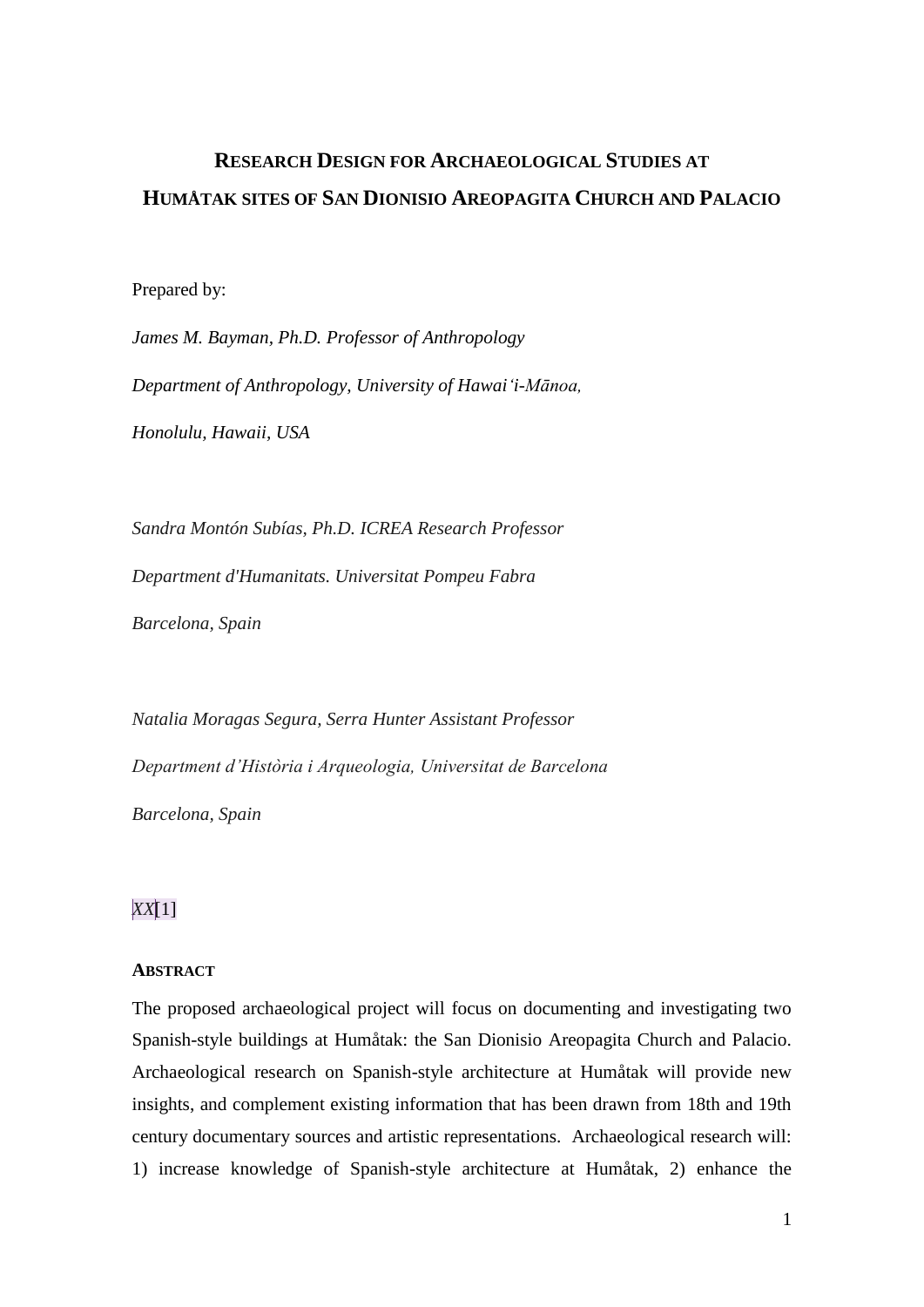# RESEARCH DESIGN FOR ARCHAEOLOGICAL STUDIES AT HUMÅTAK SITES OF SAN DIONISIO AREOPAGITA CHURCH AND PALACIO

Prepared by:

*James M. Bayman, Ph.D. Professor of Anthropology*

*Department of Anthropology, University of Hawai'i-Mānoa,*

*Honolulu, Hawaii, USA*

*Sandra Montón Subías, Ph.D. ICREA Research Professor*

*Department d'Humanitats. Universitat Pompeu Fabra*

*Barcelona, Spain*

*Natalia Moragas Segura, Serra Hunter Assistant Professor*

*Department d'Història i Arqueologia, Universitat de Barcelona*

*Barcelona, Spain*

*XX*[1]

## ABSTRACT

The proposed archaeological project will focus on documenting and investigating two Spanish-style buildings at Humåtak: the San Dionisio Areopagita Church and Palacio. Archaeological research on Spanish-style architecture at Humåtak will provide new insights, and complement existing information that has been drawn from 18th and 19th century documentary sources and artistic representations. Archaeological research will: 1) increase knowledge of Spanish-style architecture at Humåtak, 2) enhance the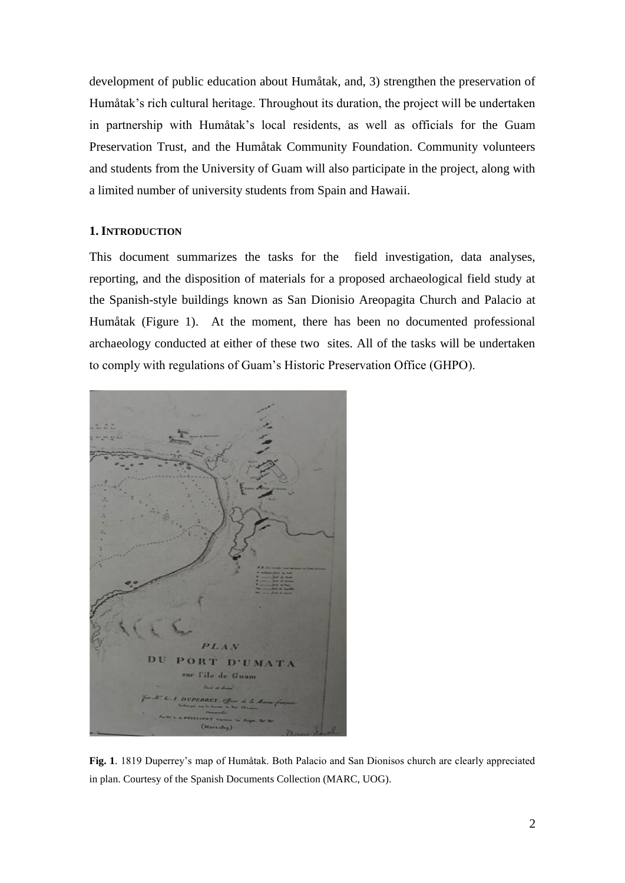development of public education about Humåtak, and, 3) strengthen the preservation of Humåtak's rich cultural heritage. Throughout its duration, the project will be undertaken in partnership with Humåtak's local residents, as well as officials for the Guam Preservation Trust, and the Humåtak Community Foundation. Community volunteers and students from the University of Guam will also participate in the project, along with a limited number of university students from Spain and Hawaii.

## 1. INTRODUCTION

This document summarizes the tasks for the field investigation, data analyses, reporting, and the disposition of materials for a proposed archaeological field study at the Spanish-style buildings known as San Dionisio Areopagita Church and Palacio at Humåtak (Figure 1). At the moment, there has been no documented professional archaeology conducted at either of these two sites. All of the tasks will be undertaken to comply with regulations of Guam's Historic Preservation Office (GHPO).

**Fig. 1**. 1819 Duperrey's map of Humåtak. Both Palacio and San Dionisos church are clearly appreciated in plan. Courtesy of the Spanish Documents Collection (MARC, UOG).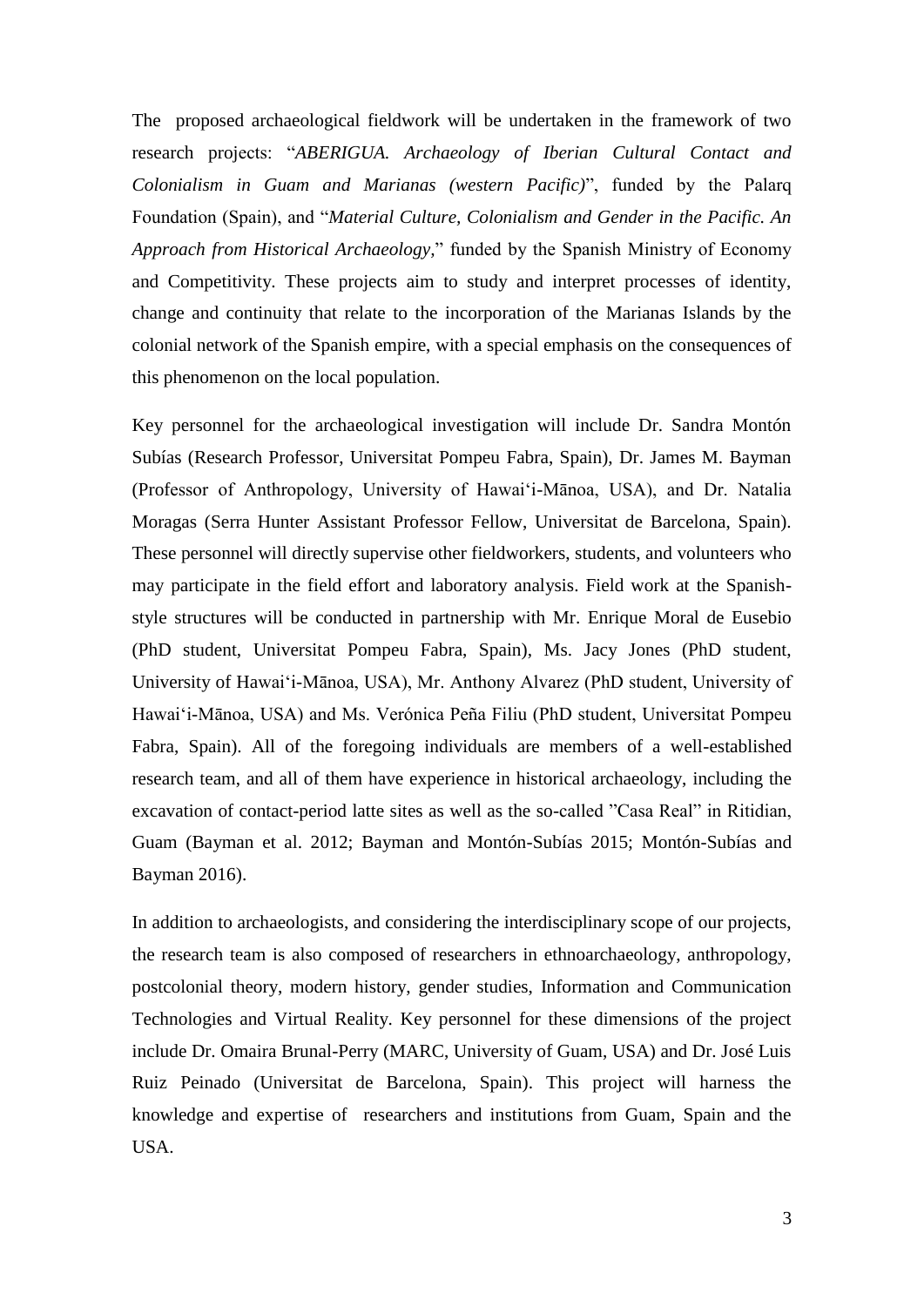The proposed archaeological fieldwork will be undertaken in the framework of two research projects: "*ABERIGUA. Archaeology of Iberian Cultural Contact and Colonialism in Guam and Marianas (western Pacific)*", funded by the Palarq Foundation (Spain), and "*Material Culture, Colonialism and Gender in the Pacific. An Approach from Historical Archaeology,*" funded by the Spanish Ministry of Economy and Competitivity. These projects aim to study and interpret processes of identity, change and continuity that relate to the incorporation of the Marianas Islands by the colonial network of the Spanish empire, with a special emphasis on the consequences of this phenomenon on the local population.

Key personnel for the archaeological investigation will include Dr. Sandra Montón Subías (Research Professor, Universitat Pompeu Fabra, Spain), Dr. James M. Bayman (Professor of Anthropology, University of Hawaiʻi-Mānoa, USA), and Dr. Natalia Moragas (Serra Hunter Assistant Professor Fellow, Universitat de Barcelona, Spain). These personnel will directly supervise other fieldworkers, students, and volunteers who may participate in the field effort and laboratory analysis. Field work at the Spanish-style structures will be conducted in partnership with Mr. Enrique Moral de Eusebio (PhD student, Universitat Pompeu Fabra, Spain), Ms. Jacy Jones (PhD student, University of Hawaiʻi-Mānoa, USA), Mr. Anthony Alvarez (PhD student, University of Hawaiʻi-Mānoa, USA) and Ms. Verónica Peña Filiu (PhD student, Universitat Pompeu Fabra, Spain). All of the foregoing individuals are members of a well-established research team, and all of them have experience in historical archaeology, including the excavation of contact-period latte sites as well as the so-called "Casa Real" in Ritidian, Guam (Bayman et al. 2012; Bayman and Montón-Subías 2015; Montón-Subías and Bayman 2016).

In addition to archaeologists, and considering the interdisciplinary scope of our projects, the research team is also composed of researchers in ethnoarchaeology, anthropology, postcolonial theory, modern history, gender studies, Information and Communication Technologies and Virtual Reality. Key personnel for these dimensions of the project include Dr. Omaira Brunal-Perry (MARC, University of Guam, USA) and Dr. José Luis Ruiz Peinado (Universitat de Barcelona, Spain). This project will harness the knowledge and expertise of researchers and institutions from Guam, Spain and the USA.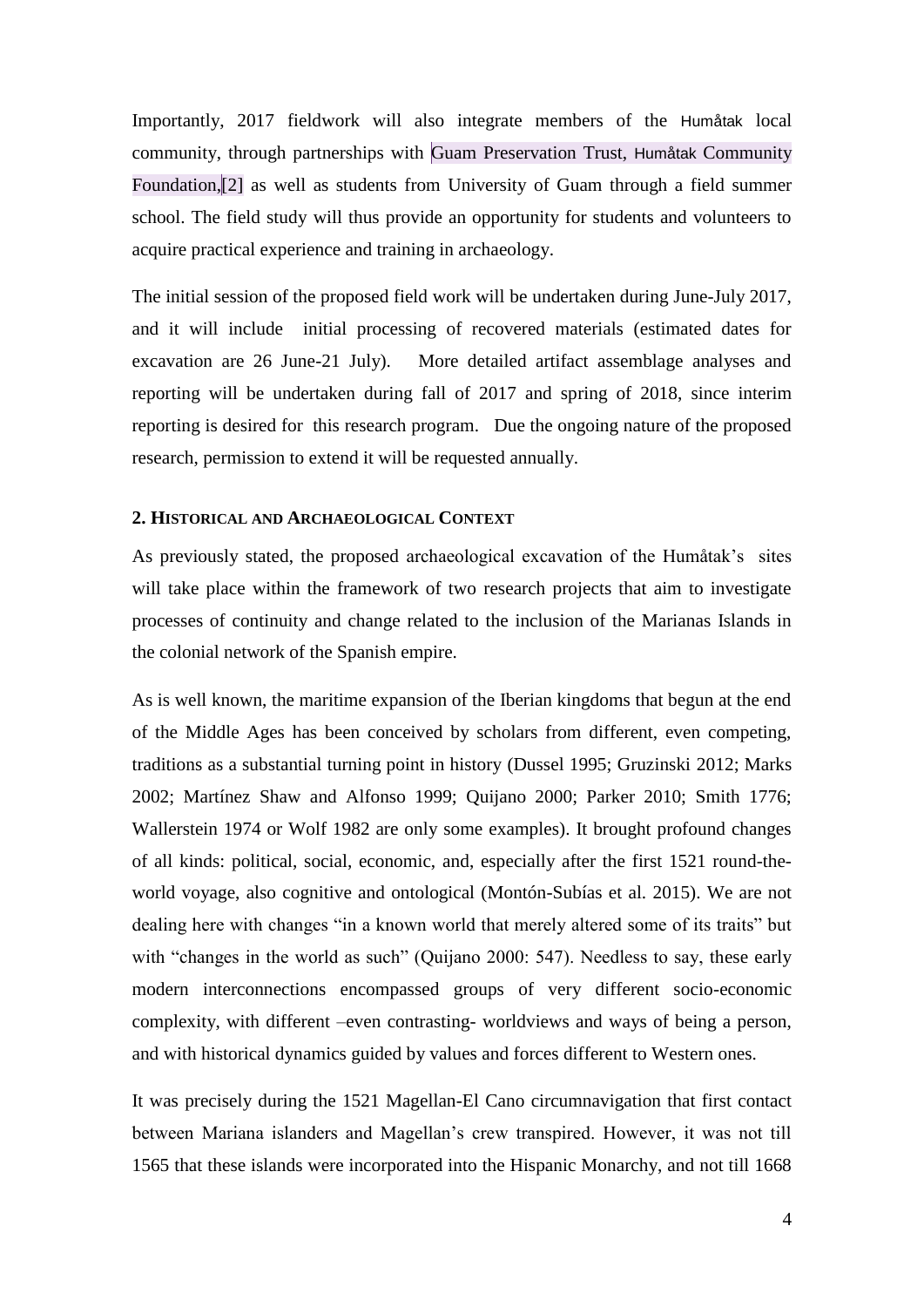Importantly, 2017 fieldwork will also integrate members of the Humåtak local community, through partnerships with Guam Preservation Trust, Humåtak Community Foundation,[2] as well as students from University of Guam through a field summer school. The field study will thus provide an opportunity for students and volunteers to acquire practical experience and training in archaeology.

The initial session of the proposed field work will be undertaken during June-July 2017, and it will include initial processing of recovered materials (estimated dates for excavation are 26 June-21 July). More detailed artifact assemblage analyses and reporting will be undertaken during fall of 2017 and spring of 2018, since interim reporting is desired for this research program. Due the ongoing nature of the proposed research, permission to extend it will be requested annually.

## 2. Historical and Archaeological Context

As previously stated, the proposed archaeological excavation of the Humåtak's sites will take place within the framework of two research projects that aim to investigate processes of continuity and change related to the inclusion of the Marianas Islands in the colonial network of the Spanish empire.

As is well known, the maritime expansion of the Iberian kingdoms that begun at the end of the Middle Ages has been conceived by scholars from different, even competing, traditions as a substantial turning point in history (Dussel 1995; Gruzinski 2012; Marks 2002; Martínez Shaw and Alfonso 1999; Quijano 2000; Parker 2010; Smith 1776; Wallerstein 1974 or Wolf 1982 are only some examples). It brought profound changes of all kinds: political, social, economic, and, especially after the first 1521 round-the-world voyage, also cognitive and ontological (Montón-Subías et al. 2015). We are not dealing here with changes "in a known world that merely altered some of its traits" but with "changes in the world as such" (Quijano 2000: 547). Needless to say, these early modern interconnections encompassed groups of very different socio-economic complexity, with different –even contrasting- worldviews and ways of being a person, and with historical dynamics guided by values and forces different to Western ones.

It was precisely during the 1521 Magellan-El Cano circumnavigation that first contact between Mariana islanders and Magellan's crew transpired. However, it was not till 1565 that these islands were incorporated into the Hispanic Monarchy, and not till 1668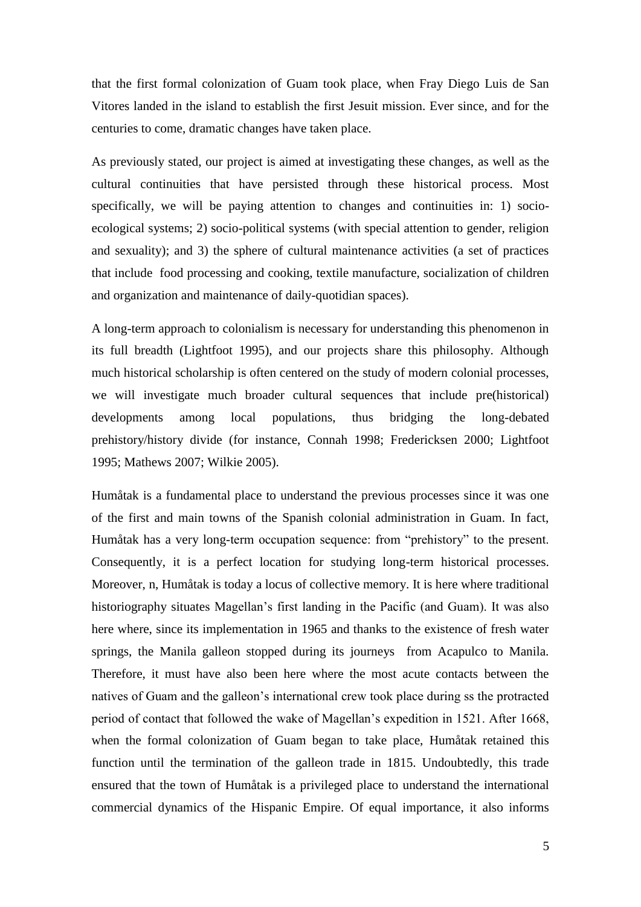that the first formal colonization of Guam took place, when Fray Diego Luis de San Vitores landed in the island to establish the first Jesuit mission. Ever since, and for the centuries to come, dramatic changes have taken place.

As previously stated, our project is aimed at investigating these changes, as well as the cultural continuities that have persisted through these historical process. Most specifically, we will be paying attention to changes and continuities in: 1) socio-ecological systems; 2) socio-political systems (with special attention to gender, religion and sexuality); and 3) the sphere of cultural maintenance activities (a set of practices that include food processing and cooking, textile manufacture, socialization of children and organization and maintenance of daily-quotidian spaces).

A long-term approach to colonialism is necessary for understanding this phenomenon in its full breadth (Lightfoot 1995), and our projects share this philosophy. Although much historical scholarship is often centered on the study of modern colonial processes, we will investigate much broader cultural sequences that include pre(historical) developments among local populations, thus bridging the long-debated prehistory/history divide (for instance, Connah 1998; Fredericksen 2000; Lightfoot 1995; Mathews 2007; Wilkie 2005).

Humåtak is a fundamental place to understand the previous processes since it was one of the first and main towns of the Spanish colonial administration in Guam. In fact, Humåtak has a very long-term occupation sequence: from "prehistory" to the present. Consequently, it is a perfect location for studying long-term historical processes. Moreover, n, Humåtak is today a locus of collective memory. It is here where traditional historiography situates Magellan's first landing in the Pacific (and Guam). It was also here where, since its implementation in 1965 and thanks to the existence of fresh water springs, the Manila galleon stopped during its journeys from Acapulco to Manila. Therefore, it must have also been here where the most acute contacts between the natives of Guam and the galleon's international crew took place during ss the protracted period of contact that followed the wake of Magellan's expedition in 1521. After 1668, when the formal colonization of Guam began to take place, Humåtak retained this function until the termination of the galleon trade in 1815. Undoubtedly, this trade ensured that the town of Humåtak is a privileged place to understand the international commercial dynamics of the Hispanic Empire. Of equal importance, it also informs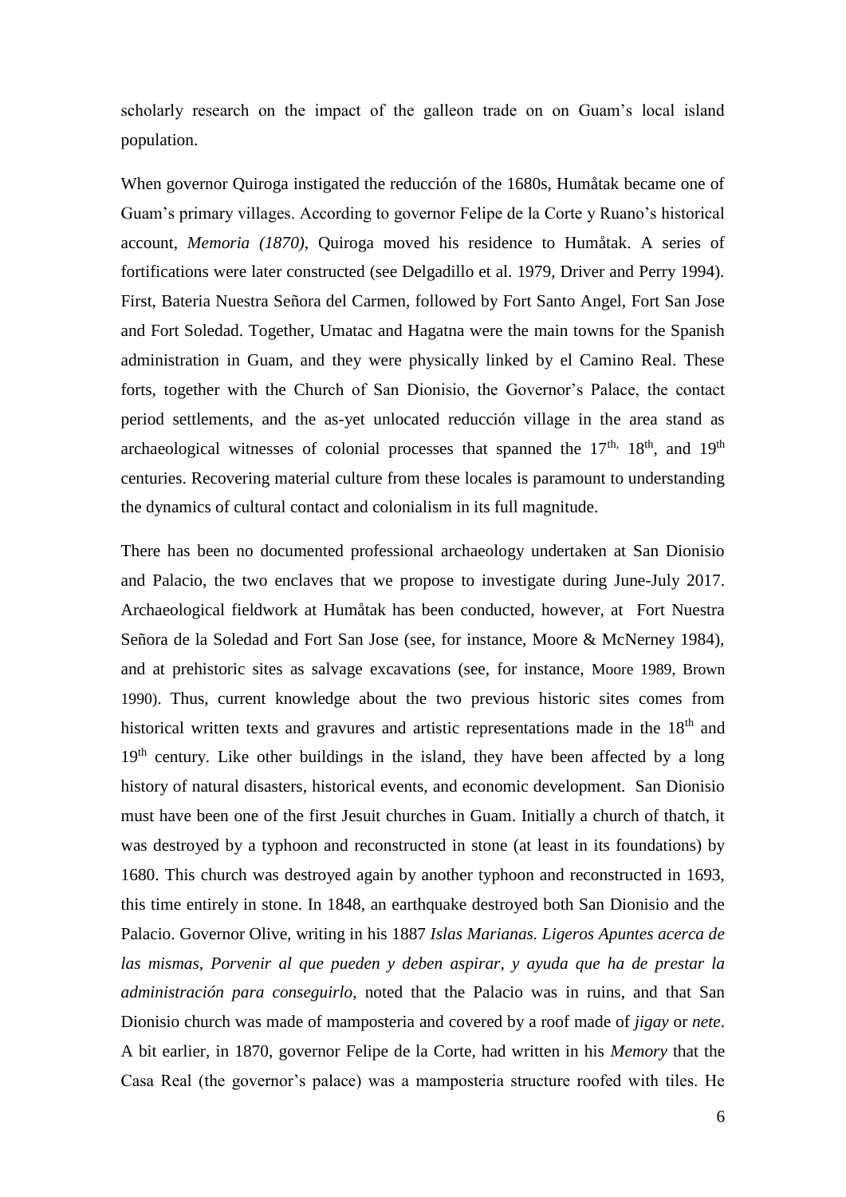scholarly research on the impact of the galleon trade on on Guam's local island population.

When governor Quiroga instigated the reducción of the 1680s, Humåtak became one of Guam's primary villages. According to governor Felipe de la Corte y Ruano's historical account, *Memoria (1870)*, Quiroga moved his residence to Humåtak. A series of fortifications were later constructed (see Delgadillo et al. 1979, Driver and Perry 1994). First, Bateria Nuestra Señora del Carmen, followed by Fort Santo Angel, Fort San Jose and Fort Soledad. Together, Umatac and Hagatna were the main towns for the Spanish administration in Guam, and they were physically linked by el Camino Real. These forts, together with the Church of San Dionisio, the Governor's Palace, the contact period settlements, and the as-yet unlocated reducción village in the area stand as archaeological witnesses of colonial processes that spanned the 17th, 18th, and 19th centuries. Recovering material culture from these locales is paramount to understanding the dynamics of cultural contact and colonialism in its full magnitude.

There has been no documented professional archaeology undertaken at San Dionisio and Palacio, the two enclaves that we propose to investigate during June-July 2017. Archaeological fieldwork at Humåtak has been conducted, however, at Fort Nuestra Señora de la Soledad and Fort San Jose (see, for instance, Moore & McNerney 1984), and at prehistoric sites as salvage excavations (see, for instance, Moore 1989, Brown 1990). Thus, current knowledge about the two previous historic sites comes from historical written texts and gravures and artistic representations made in the 18th and 19th century. Like other buildings in the island, they have been affected by a long history of natural disasters, historical events, and economic development. San Dionisio must have been one of the first Jesuit churches in Guam. Initially a church of thatch, it was destroyed by a typhoon and reconstructed in stone (at least in its foundations) by 1680. This church was destroyed again by another typhoon and reconstructed in 1693, this time entirely in stone. In 1848, an earthquake destroyed both San Dionisio and the Palacio. Governor Olive, writing in his 1887 *Islas Marianas. Ligeros Apuntes acerca de las mismas, Porvenir al que pueden y deben aspirar, y ayuda que ha de prestar la administración para conseguirlo*, noted that the Palacio was in ruins, and that San Dionisio church was made of mamposteria and covered by a roof made of *jigay* or *nete*. A bit earlier, in 1870, governor Felipe de la Corte, had written in his *Memory* that the Casa Real (the governor's palace) was a mamposteria structure roofed with tiles. He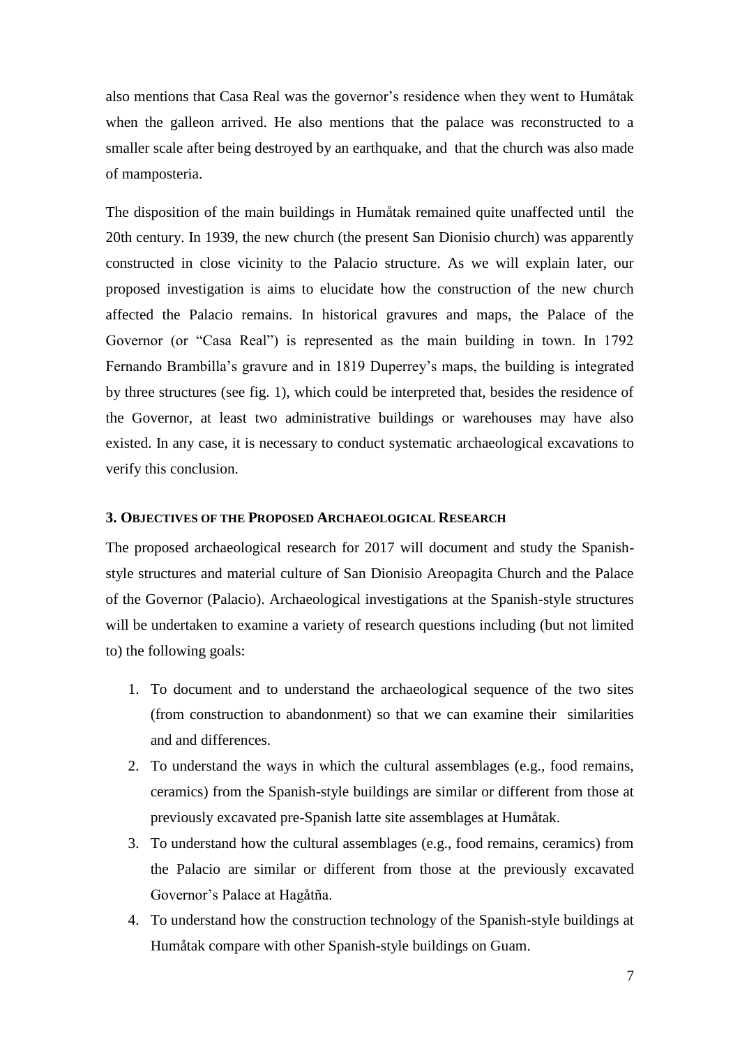also mentions that Casa Real was the governor's residence when they went to Humåtak when the galleon arrived. He also mentions that the palace was reconstructed to a smaller scale after being destroyed by an earthquake, and that the church was also made of mamposteria.

The disposition of the main buildings in Humåtak remained quite unaffected until the 20th century. In 1939, the new church (the present San Dionisio church) was apparently constructed in close vicinity to the Palacio structure. As we will explain later, our proposed investigation is aims to elucidate how the construction of the new church affected the Palacio remains. In historical gravures and maps, the Palace of the Governor (or "Casa Real") is represented as the main building in town. In 1792 Fernando Brambilla's gravure and in 1819 Duperrey's maps, the building is integrated by three structures (see fig. 1), which could be interpreted that, besides the residence of the Governor, at least two administrative buildings or warehouses may have also existed. In any case, it is necessary to conduct systematic archaeological excavations to verify this conclusion.

### 3. Objectives of the Proposed Archaeological Research

The proposed archaeological research for 2017 will document and study the Spanish-style structures and material culture of San Dionisio Areopagita Church and the Palace of the Governor (Palacio). Archaeological investigations at the Spanish-style structures will be undertaken to examine a variety of research questions including (but not limited to) the following goals:

1. To document and to understand the archaeological sequence of the two sites (from construction to abandonment) so that we can examine their similarities and and differences.
2. To understand the ways in which the cultural assemblages (e.g., food remains, ceramics) from the Spanish-style buildings are similar or different from those at previously excavated pre-Spanish latte site assemblages at Humåtak.
3. To understand how the cultural assemblages (e.g., food remains, ceramics) from the Palacio are similar or different from those at the previously excavated Governor's Palace at Hagåtña.
4. To understand how the construction technology of the Spanish-style buildings at Humåtak compare with other Spanish-style buildings on Guam.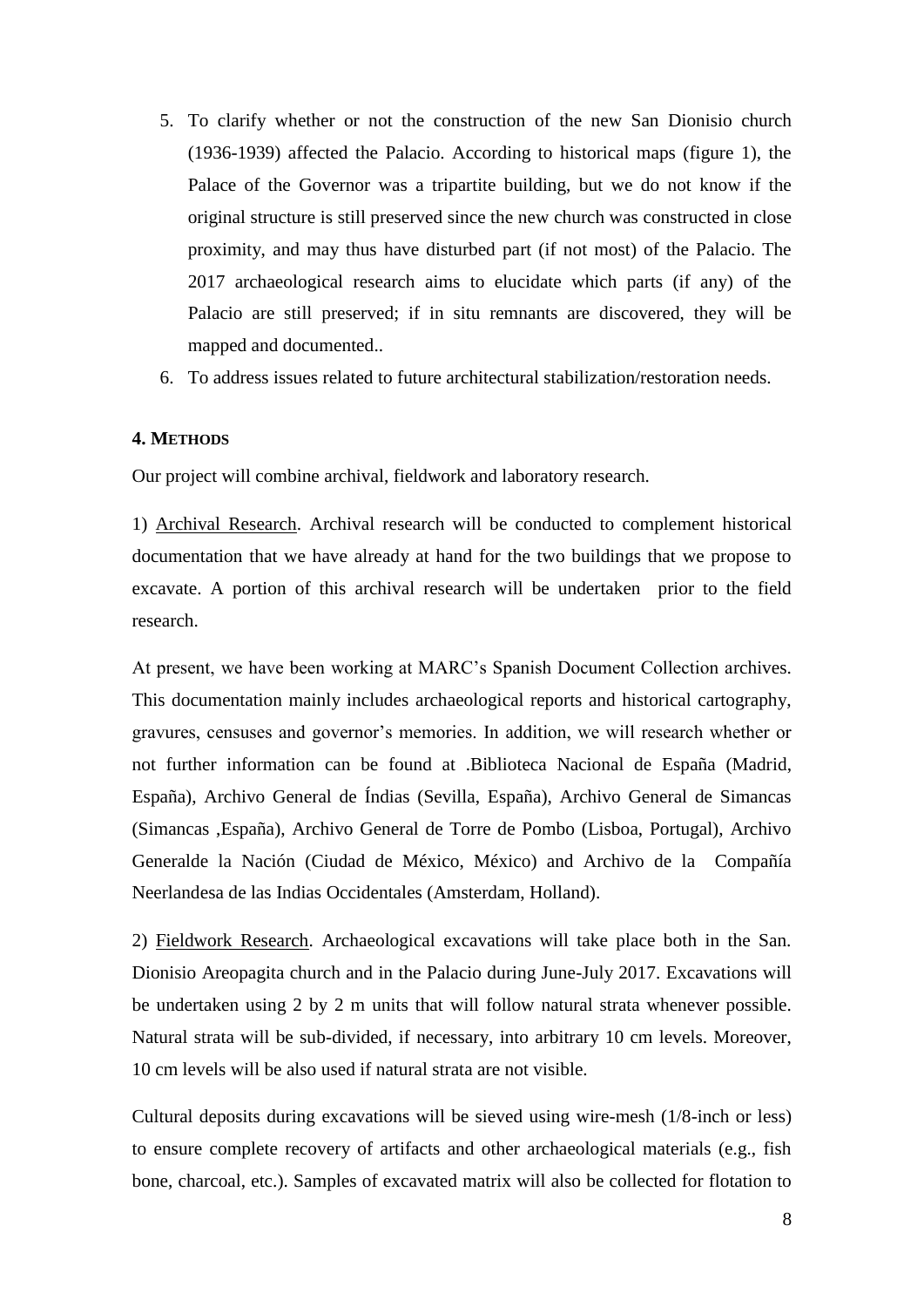5. To clarify whether or not the construction of the new San Dionisio church (1936-1939) affected the Palacio. According to historical maps (figure 1), the Palace of the Governor was a tripartite building, but we do not know if the original structure is still preserved since the new church was constructed in close proximity, and may thus have disturbed part (if not most) of the Palacio. The 2017 archaeological research aims to elucidate which parts (if any) of the Palacio are still preserved; if in situ remnants are discovered, they will be mapped and documented..
6. To address issues related to future architectural stabilization/restoration needs.

### 4. METHODS

Our project will combine archival, fieldwork and laboratory research.

1) <u>Archival Research</u>. Archival research will be conducted to complement historical documentation that we have already at hand for the two buildings that we propose to excavate. A portion of this archival research will be undertaken prior to the field research.

At present, we have been working at MARC's Spanish Document Collection archives. This documentation mainly includes archaeological reports and historical cartography, gravures, censuses and governor's memories. In addition, we will research whether or not further information can be found at .Biblioteca Nacional de España (Madrid, España), Archivo General de Índias (Sevilla, España), Archivo General de Simancas (Simancas ,España), Archivo General de Torre de Pombo (Lisboa, Portugal), Archivo Generalde la Nación (Ciudad de México, México) and Archivo de la Compañía Neerlandesa de las Indias Occidentales (Amsterdam, Holland).

2) <u>Fieldwork Research</u>. Archaeological excavations will take place both in the San. Dionisio Areopagita church and in the Palacio during June-July 2017. Excavations will be undertaken using 2 by 2 m units that will follow natural strata whenever possible. Natural strata will be sub-divided, if necessary, into arbitrary 10 cm levels. Moreover, 10 cm levels will be also used if natural strata are not visible.

Cultural deposits during excavations will be sieved using wire-mesh (1/8-inch or less) to ensure complete recovery of artifacts and other archaeological materials (e.g., fish bone, charcoal, etc.). Samples of excavated matrix will also be collected for flotation to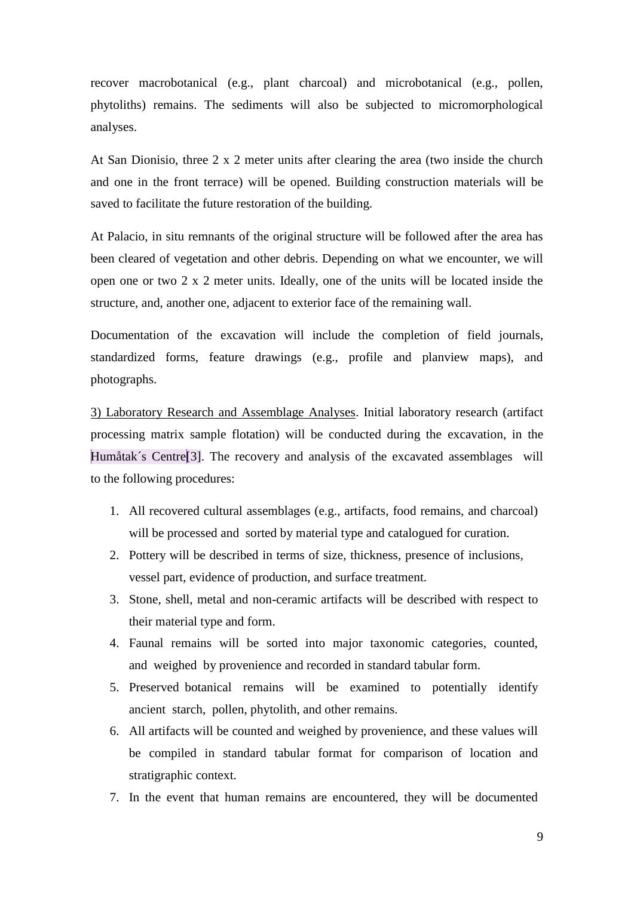recover macrobotanical (e.g., plant charcoal) and microbotanical (e.g., pollen, phytoliths) remains. The sediments will also be subjected to micromorphological analyses.

At San Dionisio, three 2 x 2 meter units after clearing the area (two inside the church and one in the front terrace) will be opened. Building construction materials will be saved to facilitate the future restoration of the building.

At Palacio, in situ remnants of the original structure will be followed after the area has been cleared of vegetation and other debris. Depending on what we encounter, we will open one or two 2 x 2 meter units. Ideally, one of the units will be located inside the structure, and, another one, adjacent to exterior face of the remaining wall.

Documentation of the excavation will include the completion of field journals, standardized forms, feature drawings (e.g., profile and planview maps), and photographs.

<u>3) Laboratory Research and Assemblage Analyses</u>. Initial laboratory research (artifact processing matrix sample flotation) will be conducted during the excavation, in the Humåtak´s Centre[3]. The recovery and analysis of the excavated assemblages will to the following procedures:

1. All recovered cultural assemblages (e.g., artifacts, food remains, and charcoal) will be processed and sorted by material type and catalogued for curation.
2. Pottery will be described in terms of size, thickness, presence of inclusions, vessel part, evidence of production, and surface treatment.
3. Stone, shell, metal and non-ceramic artifacts will be described with respect to their material type and form.
4. Faunal remains will be sorted into major taxonomic categories, counted, and weighed by provenience and recorded in standard tabular form.
5. Preserved botanical remains will be examined to potentially identify ancient starch, pollen, phytolith, and other remains.
6. All artifacts will be counted and weighed by provenience, and these values will be compiled in standard tabular format for comparison of location and stratigraphic context.
7. In the event that human remains are encountered, they will be documented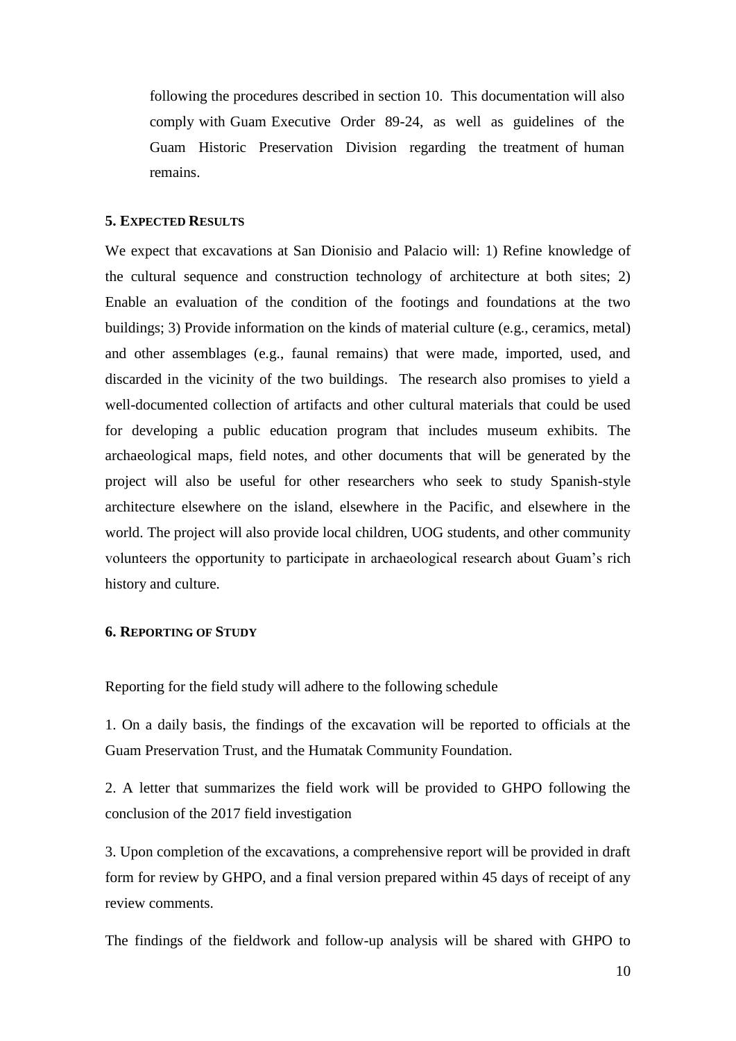following the procedures described in section 10. This documentation will also comply with Guam Executive Order 89-24, as well as guidelines of the Guam Historic Preservation Division regarding the treatment of human remains.

### 5. Expected Results

We expect that excavations at San Dionisio and Palacio will: 1) Refine knowledge of the cultural sequence and construction technology of architecture at both sites; 2) Enable an evaluation of the condition of the footings and foundations at the two buildings; 3) Provide information on the kinds of material culture (e.g., ceramics, metal) and other assemblages (e.g., faunal remains) that were made, imported, used, and discarded in the vicinity of the two buildings. The research also promises to yield a well-documented collection of artifacts and other cultural materials that could be used for developing a public education program that includes museum exhibits. The archaeological maps, field notes, and other documents that will be generated by the project will also be useful for other researchers who seek to study Spanish-style architecture elsewhere on the island, elsewhere in the Pacific, and elsewhere in the world. The project will also provide local children, UOG students, and other community volunteers the opportunity to participate in archaeological research about Guam's rich history and culture.

### 6. Reporting of Study

Reporting for the field study will adhere to the following schedule

1. On a daily basis, the findings of the excavation will be reported to officials at the Guam Preservation Trust, and the Humatak Community Foundation.

2. A letter that summarizes the field work will be provided to GHPO following the conclusion of the 2017 field investigation

3. Upon completion of the excavations, a comprehensive report will be provided in draft form for review by GHPO, and a final version prepared within 45 days of receipt of any review comments.

The findings of the fieldwork and follow-up analysis will be shared with GHPO to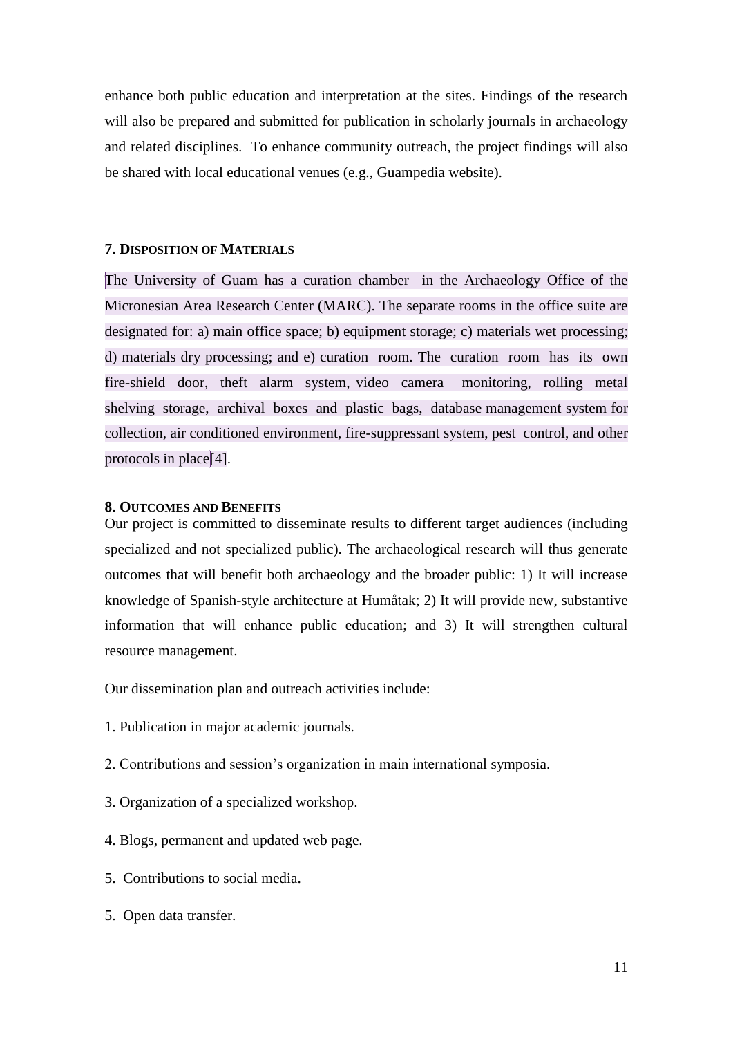enhance both public education and interpretation at the sites. Findings of the research will also be prepared and submitted for publication in scholarly journals in archaeology and related disciplines. To enhance community outreach, the project findings will also be shared with local educational venues (e.g., Guampedia website).

### 7. Disposition of Materials

The University of Guam has a curation chamber in the Archaeology Office of the Micronesian Area Research Center (MARC). The separate rooms in the office suite are designated for: a) main office space; b) equipment storage; c) materials wet processing; d) materials dry processing; and e) curation room. The curation room has its own fire-shield door, theft alarm system, video camera monitoring, rolling metal shelving storage, archival boxes and plastic bags, database management system for collection, air conditioned environment, fire-suppressant system, pest control, and other protocols in place[4].

### 8. Outcomes and Benefits

Our project is committed to disseminate results to different target audiences (including specialized and not specialized public). The archaeological research will thus generate outcomes that will benefit both archaeology and the broader public: 1) It will increase knowledge of Spanish-style architecture at Humåtak; 2) It will provide new, substantive information that will enhance public education; and 3) It will strengthen cultural resource management.

Our dissemination plan and outreach activities include:

1. Publication in major academic journals.

2. Contributions and session's organization in main international symposia.

3. Organization of a specialized workshop.

4. Blogs, permanent and updated web page.

5. Contributions to social media.

5. Open data transfer.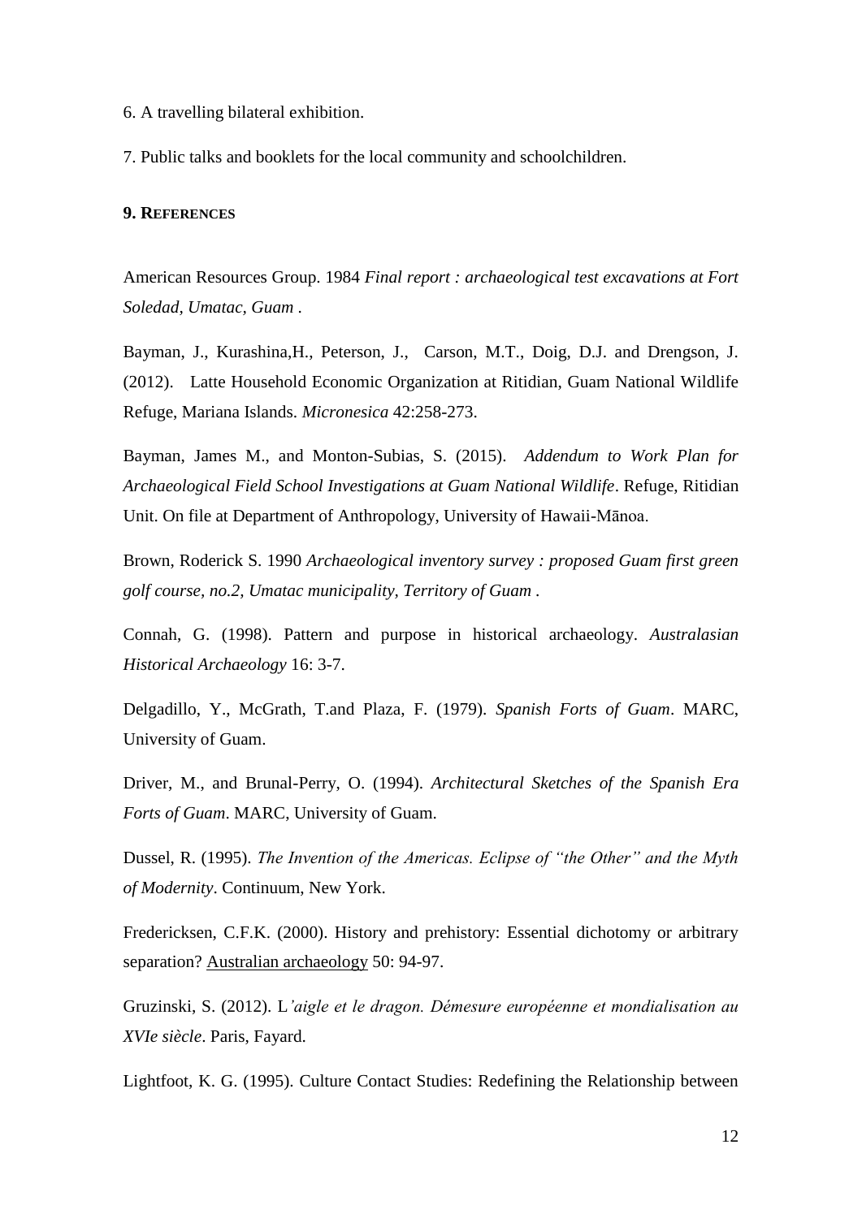6. A travelling bilateral exhibition.

7. Public talks and booklets for the local community and schoolchildren.

## 9. References

American Resources Group. 1984 *Final report : archaeological test excavations at Fort Soledad, Umatac, Guam* .

Bayman, J., Kurashina,H., Peterson, J., Carson, M.T., Doig, D.J. and Drengson, J. (2012). Latte Household Economic Organization at Ritidian, Guam National Wildlife Refuge, Mariana Islands. *Micronesica* 42:258-273.

Bayman, James M., and Monton-Subias, S. (2015). *Addendum to Work Plan for Archaeological Field School Investigations at Guam National Wildlife*. Refuge, Ritidian Unit. On file at Department of Anthropology, University of Hawaii-Mānoa.

Brown, Roderick S. 1990 *Archaeological inventory survey : proposed Guam first green golf course, no.2, Umatac municipality, Territory of Guam* .

Connah, G. (1998). Pattern and purpose in historical archaeology. *Australasian Historical Archaeology* 16: 3-7.

Delgadillo, Y., McGrath, T.and Plaza, F. (1979). *Spanish Forts of Guam*. MARC, University of Guam.

Driver, M., and Brunal-Perry, O. (1994). *Architectural Sketches of the Spanish Era Forts of Guam*. MARC, University of Guam.

Dussel, R. (1995). *The Invention of the Americas. Eclipse of "the Other" and the Myth of Modernity*. Continuum, New York.

Fredericksen, C.F.K. (2000). History and prehistory: Essential dichotomy or arbitrary separation? Australian archaeology 50: 94-97.

Gruzinski, S. (2012). L*'aigle et le dragon. Démesure européenne et mondialisation au XVIe siècle*. Paris, Fayard.

Lightfoot, K. G. (1995). Culture Contact Studies: Redefining the Relationship between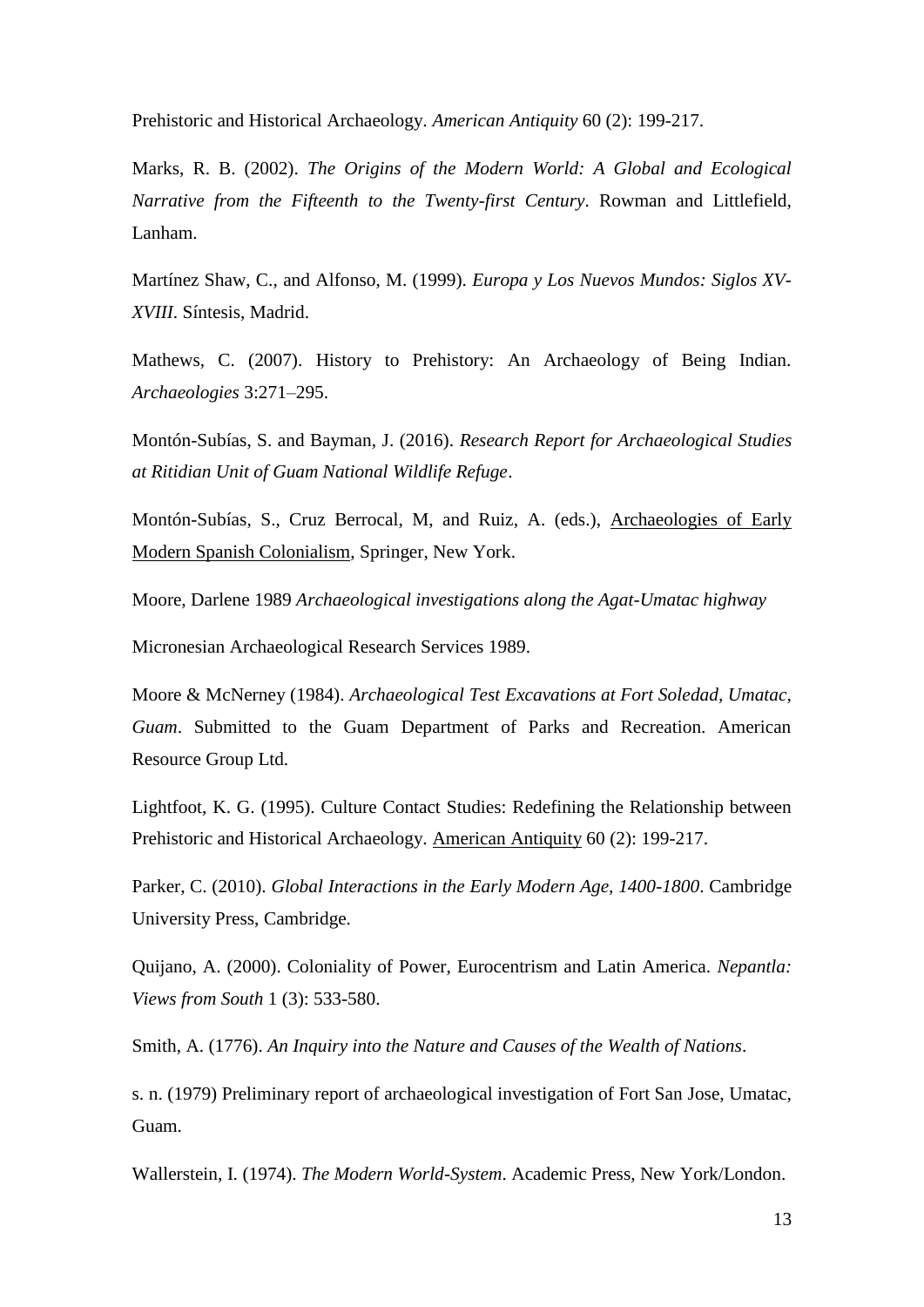Prehistoric and Historical Archaeology. *American Antiquity* 60 (2): 199-217.

Marks, R. B. (2002). *The Origins of the Modern World: A Global and Ecological Narrative from the Fifteenth to the Twenty-first Century*. Rowman and Littlefield, Lanham.

Martínez Shaw, C., and Alfonso, M. (1999). *Europa y Los Nuevos Mundos: Siglos XV-XVIII*. Síntesis, Madrid.

Mathews, C. (2007). History to Prehistory: An Archaeology of Being Indian. *Archaeologies* 3:271–295.

Montón-Subías, S. and Bayman, J. (2016). *Research Report for Archaeological Studies at Ritidian Unit of Guam National Wildlife Refuge*.

Montón-Subías, S., Cruz Berrocal, M, and Ruiz, A. (eds.), Archaeologies of Early Modern Spanish Colonialism, Springer, New York.

Moore, Darlene 1989 *Archaeological investigations along the Agat-Umatac highway*

Micronesian Archaeological Research Services 1989.

Moore & McNerney (1984). *Archaeological Test Excavations at Fort Soledad, Umatac, Guam*. Submitted to the Guam Department of Parks and Recreation. American Resource Group Ltd.

Lightfoot, K. G. (1995). Culture Contact Studies: Redefining the Relationship between Prehistoric and Historical Archaeology. American Antiquity 60 (2): 199-217.

Parker, C. (2010). *Global Interactions in the Early Modern Age, 1400-1800*. Cambridge University Press, Cambridge.

Quijano, A. (2000). Coloniality of Power, Eurocentrism and Latin America. *Nepantla: Views from South* 1 (3): 533-580.

Smith, A. (1776). *An Inquiry into the Nature and Causes of the Wealth of Nations*.

s. n. (1979) Preliminary report of archaeological investigation of Fort San Jose, Umatac, Guam.

Wallerstein, I. (1974). *The Modern World-System*. Academic Press, New York/London.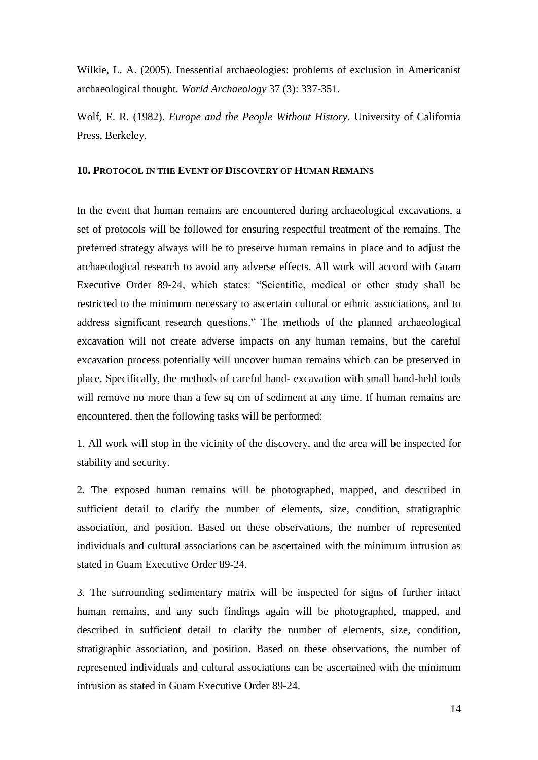Wilkie, L. A. (2005). Inessential archaeologies: problems of exclusion in Americanist archaeological thought. *World Archaeology* 37 (3): 337-351.

Wolf, E. R. (1982). *Europe and the People Without History*. University of California Press, Berkeley.

## 10. Protocol in the Event of Discovery of Human Remains

In the event that human remains are encountered during archaeological excavations, a set of protocols will be followed for ensuring respectful treatment of the remains. The preferred strategy always will be to preserve human remains in place and to adjust the archaeological research to avoid any adverse effects. All work will accord with Guam Executive Order 89-24, which states: "Scientific, medical or other study shall be restricted to the minimum necessary to ascertain cultural or ethnic associations, and to address significant research questions." The methods of the planned archaeological excavation will not create adverse impacts on any human remains, but the careful excavation process potentially will uncover human remains which can be preserved in place. Specifically, the methods of careful hand- excavation with small hand-held tools will remove no more than a few sq cm of sediment at any time. If human remains are encountered, then the following tasks will be performed:

1. All work will stop in the vicinity of the discovery, and the area will be inspected for stability and security.

2. The exposed human remains will be photographed, mapped, and described in sufficient detail to clarify the number of elements, size, condition, stratigraphic association, and position. Based on these observations, the number of represented individuals and cultural associations can be ascertained with the minimum intrusion as stated in Guam Executive Order 89-24.

3. The surrounding sedimentary matrix will be inspected for signs of further intact human remains, and any such findings again will be photographed, mapped, and described in sufficient detail to clarify the number of elements, size, condition, stratigraphic association, and position. Based on these observations, the number of represented individuals and cultural associations can be ascertained with the minimum intrusion as stated in Guam Executive Order 89-24.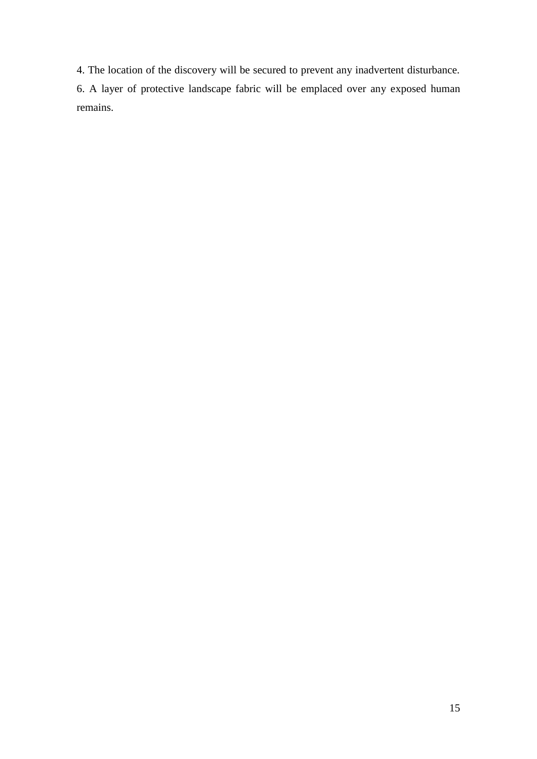4. The location of the discovery will be secured to prevent any inadvertent disturbance.

6. A layer of protective landscape fabric will be emplaced over any exposed human remains.